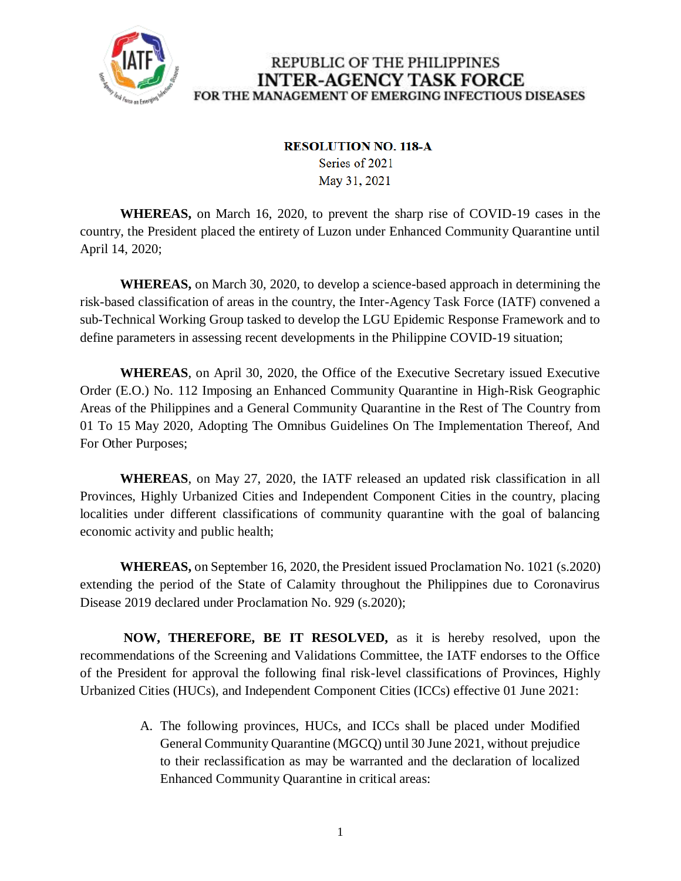REPUBLIC OF THE PHILIPPINES
**INTER-AGENCY TASK FORCE**
**FOR THE MANAGEMENT OF EMERGING INFECTIOUS DISEASES**

**RESOLUTION NO. 118-A**
Series of 2021
May 31, 2021

**WHEREAS,** on March 16, 2020, to prevent the sharp rise of COVID-19 cases in the country, the President placed the entirety of Luzon under Enhanced Community Quarantine until April 14, 2020;

**WHEREAS,** on March 30, 2020, to develop a science-based approach in determining the risk-based classification of areas in the country, the Inter-Agency Task Force (IATF) convened a sub-Technical Working Group tasked to develop the LGU Epidemic Response Framework and to define parameters in assessing recent developments in the Philippine COVID-19 situation;

**WHEREAS**, on April 30, 2020, the Office of the Executive Secretary issued Executive Order (E.O.) No. 112 Imposing an Enhanced Community Quarantine in High-Risk Geographic Areas of the Philippines and a General Community Quarantine in the Rest of The Country from 01 To 15 May 2020, Adopting The Omnibus Guidelines On The Implementation Thereof, And For Other Purposes;

**WHEREAS**, on May 27, 2020, the IATF released an updated risk classification in all Provinces, Highly Urbanized Cities and Independent Component Cities in the country, placing localities under different classifications of community quarantine with the goal of balancing economic activity and public health;

**WHEREAS,** on September 16, 2020, the President issued Proclamation No. 1021 (s.2020) extending the period of the State of Calamity throughout the Philippines due to Coronavirus Disease 2019 declared under Proclamation No. 929 (s.2020);

**NOW, THEREFORE, BE IT RESOLVED,** as it is hereby resolved, upon the recommendations of the Screening and Validations Committee, the IATF endorses to the Office of the President for approval the following final risk-level classifications of Provinces, Highly Urbanized Cities (HUCs), and Independent Component Cities (ICCs) effective 01 June 2021:

A. The following provinces, HUCs, and ICCs shall be placed under Modified General Community Quarantine (MGCQ) until 30 June 2021, without prejudice to their reclassification as may be warranted and the declaration of localized Enhanced Community Quarantine in critical areas: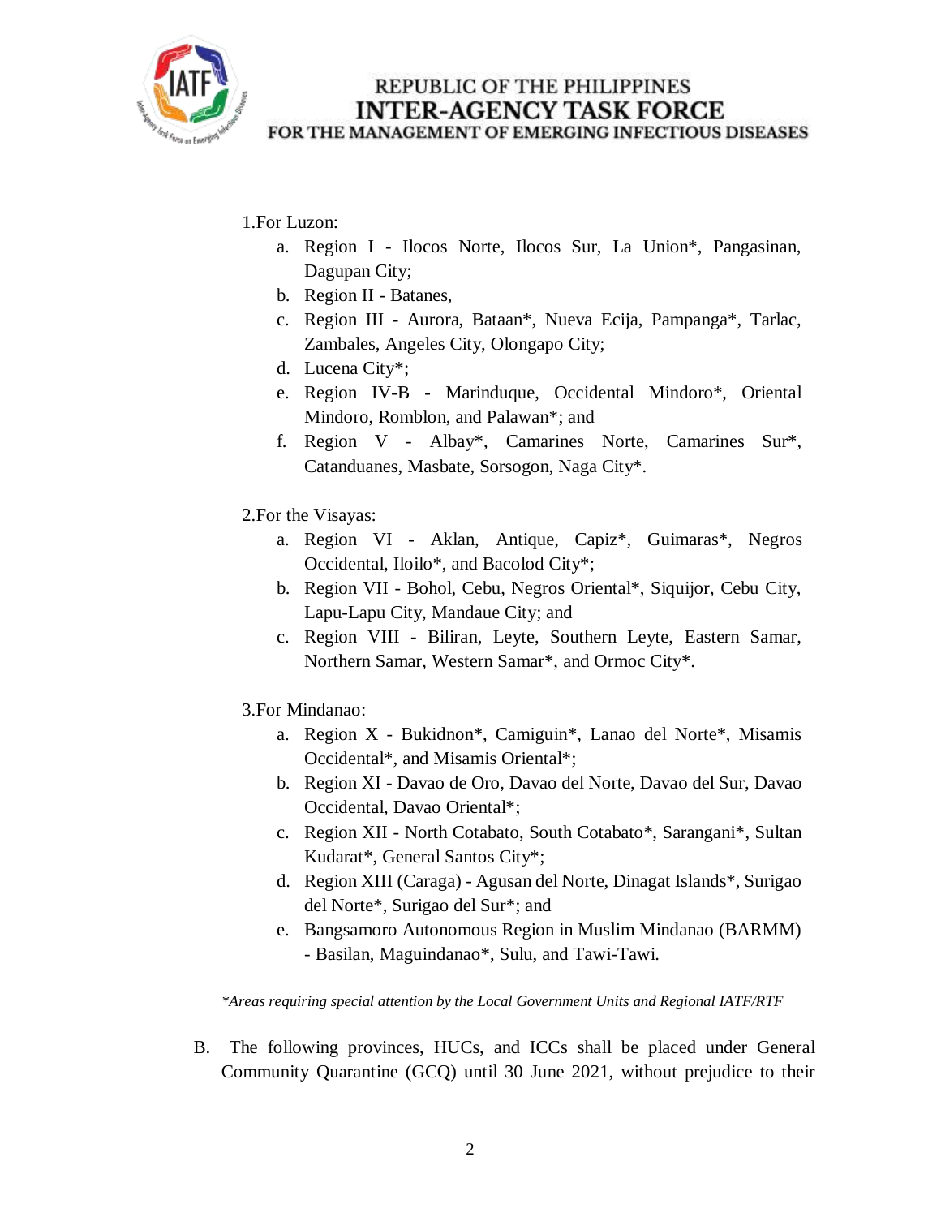1.For Luzon:

a. Region I - Ilocos Norte, Ilocos Sur, La Union*, Pangasinan, Dagupan City;
b. Region II - Batanes,
c. Region III - Aurora, Bataan*, Nueva Ecija, Pampanga*, Tarlac, Zambales, Angeles City, Olongapo City;
d. Lucena City*;
e. Region IV-B - Marinduque, Occidental Mindoro*, Oriental Mindoro, Romblon, and Palawan*; and
f. Region V - Albay*, Camarines Norte, Camarines Sur*, Catanduanes, Masbate, Sorsogon, Naga City*.

2.For the Visayas:

a. Region VI - Aklan, Antique, Capiz*, Guimaras*, Negros Occidental, Iloilo*, and Bacolod City*;
b. Region VII - Bohol, Cebu, Negros Oriental*, Siquijor, Cebu City, Lapu-Lapu City, Mandaue City; and
c. Region VIII - Biliran, Leyte, Southern Leyte, Eastern Samar, Northern Samar, Western Samar*, and Ormoc City*.

3.For Mindanao:

a. Region X - Bukidnon*, Camiguin*, Lanao del Norte*, Misamis Occidental*, and Misamis Oriental*;
b. Region XI - Davao de Oro, Davao del Norte, Davao del Sur, Davao Occidental, Davao Oriental*;
c. Region XII - North Cotabato, South Cotabato*, Sarangani*, Sultan Kudarat*, General Santos City*;
d. Region XIII (Caraga) - Agusan del Norte, Dinagat Islands*, Surigao del Norte*, Surigao del Sur*; and
e. Bangsamoro Autonomous Region in Muslim Mindanao (BARMM) - Basilan, Maguindanao*, Sulu, and Tawi-Tawi.

*\*Areas requiring special attention by the Local Government Units and Regional IATF/RTF*

B. The following provinces, HUCs, and ICCs shall be placed under General Community Quarantine (GCQ) until 30 June 2021, without prejudice to their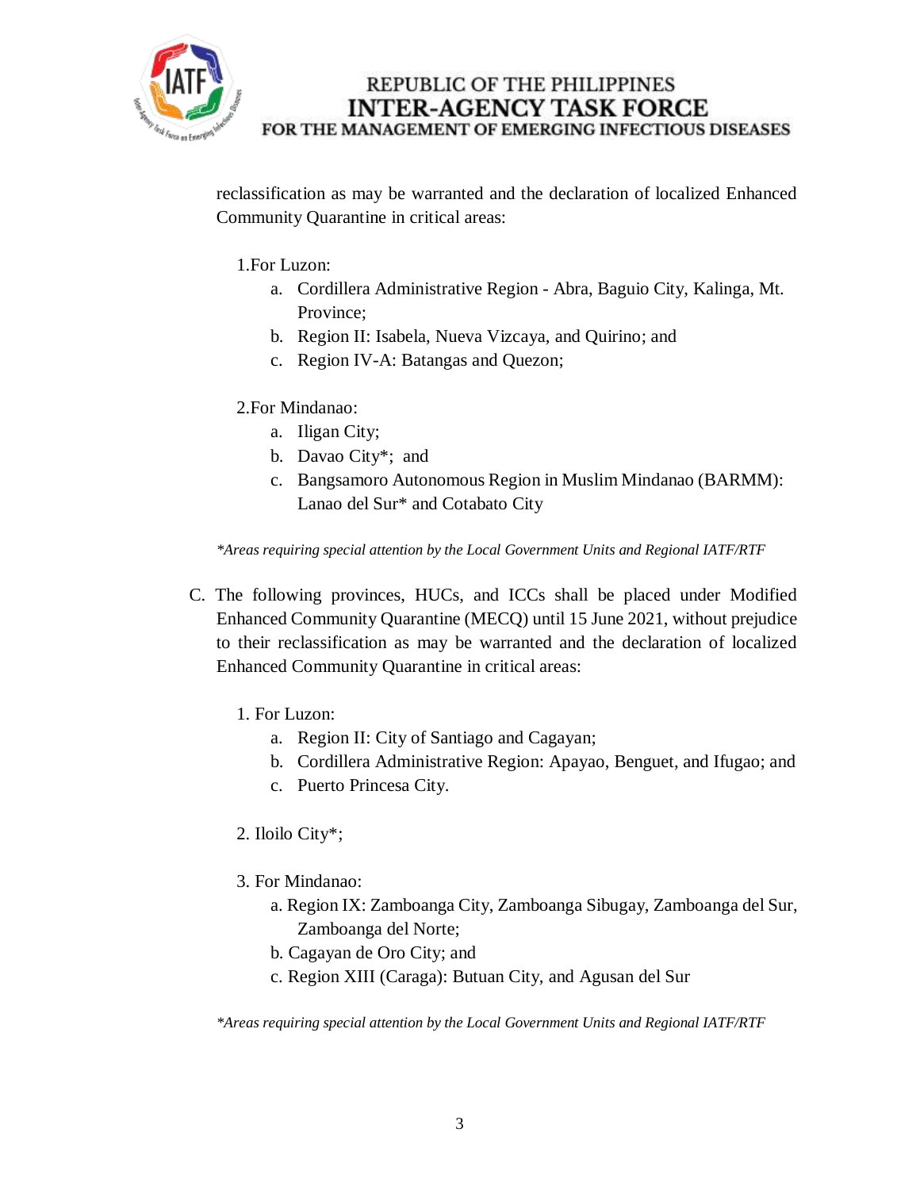reclassification as may be warranted and the declaration of localized Enhanced Community Quarantine in critical areas:

1. For Luzon:
    a. Cordillera Administrative Region - Abra, Baguio City, Kalinga, Mt. Province;
    b. Region II: Isabela, Nueva Vizcaya, and Quirino; and
    c. Region IV-A: Batangas and Quezon;

2. For Mindanao:
    a. Iligan City;
    b. Davao City*; and
    c. Bangsamoro Autonomous Region in Muslim Mindanao (BARMM): Lanao del Sur* and Cotabato City

*\*Areas requiring special attention by the Local Government Units and Regional IATF/RTF*

C. The following provinces, HUCs, and ICCs shall be placed under Modified Enhanced Community Quarantine (MECQ) until 15 June 2021, without prejudice to their reclassification as may be warranted and the declaration of localized Enhanced Community Quarantine in critical areas:

1. For Luzon:
    a. Region II: City of Santiago and Cagayan;
    b. Cordillera Administrative Region: Apayao, Benguet, and Ifugao; and
    c. Puerto Princesa City.

2. Iloilo City*;

3. For Mindanao:
    a. Region IX: Zamboanga City, Zamboanga Sibugay, Zamboanga del Sur, Zamboanga del Norte;
    b. Cagayan de Oro City; and
    c. Region XIII (Caraga): Butuan City, and Agusan del Sur

*\*Areas requiring special attention by the Local Government Units and Regional IATF/RTF*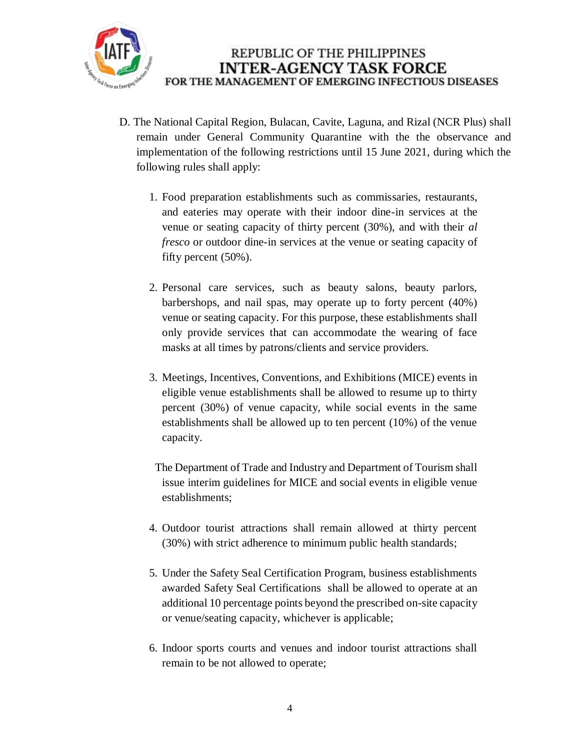D. The National Capital Region, Bulacan, Cavite, Laguna, and Rizal (NCR Plus) shall remain under General Community Quarantine with the the observance and implementation of the following restrictions until 15 June 2021, during which the following rules shall apply:

1. Food preparation establishments such as commissaries, restaurants, and eateries may operate with their indoor dine-in services at the venue or seating capacity of thirty percent (30%), and with their *al fresco* or outdoor dine-in services at the venue or seating capacity of fifty percent (50%).

2. Personal care services, such as beauty salons, beauty parlors, barbershops, and nail spas, may operate up to forty percent (40%) venue or seating capacity. For this purpose, these establishments shall only provide services that can accommodate the wearing of face masks at all times by patrons/clients and service providers.

3. Meetings, Incentives, Conventions, and Exhibitions (MICE) events in eligible venue establishments shall be allowed to resume up to thirty percent (30%) of venue capacity, while social events in the same establishments shall be allowed up to ten percent (10%) of the venue capacity.

   The Department of Trade and Industry and Department of Tourism shall issue interim guidelines for MICE and social events in eligible venue establishments;

4. Outdoor tourist attractions shall remain allowed at thirty percent (30%) with strict adherence to minimum public health standards;

5. Under the Safety Seal Certification Program, business establishments awarded Safety Seal Certifications shall be allowed to operate at an additional 10 percentage points beyond the prescribed on-site capacity or venue/seating capacity, whichever is applicable;

6. Indoor sports courts and venues and indoor tourist attractions shall remain to be not allowed to operate;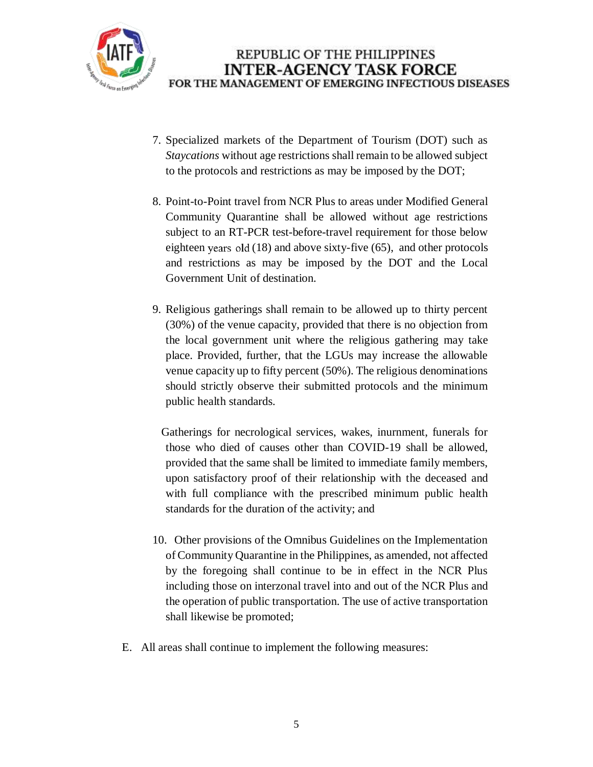7. Specialized markets of the Department of Tourism (DOT) such as *Staycations* without age restrictions shall remain to be allowed subject to the protocols and restrictions as may be imposed by the DOT;

8. Point-to-Point travel from NCR Plus to areas under Modified General Community Quarantine shall be allowed without age restrictions subject to an RT-PCR test-before-travel requirement for those below eighteen years old (18) and above sixty-five (65), and other protocols and restrictions as may be imposed by the DOT and the Local Government Unit of destination.

9. Religious gatherings shall remain to be allowed up to thirty percent (30%) of the venue capacity, provided that there is no objection from the local government unit where the religious gathering may take place. Provided, further, that the LGUs may increase the allowable venue capacity up to fifty percent (50%). The religious denominations should strictly observe their submitted protocols and the minimum public health standards.

   Gatherings for necrological services, wakes, inurnment, funerals for those who died of causes other than COVID-19 shall be allowed, provided that the same shall be limited to immediate family members, upon satisfactory proof of their relationship with the deceased and with full compliance with the prescribed minimum public health standards for the duration of the activity; and

10. Other provisions of the Omnibus Guidelines on the Implementation of Community Quarantine in the Philippines, as amended, not affected by the foregoing shall continue to be in effect in the NCR Plus including those on interzonal travel into and out of the NCR Plus and the operation of public transportation. The use of active transportation shall likewise be promoted;

E. All areas shall continue to implement the following measures: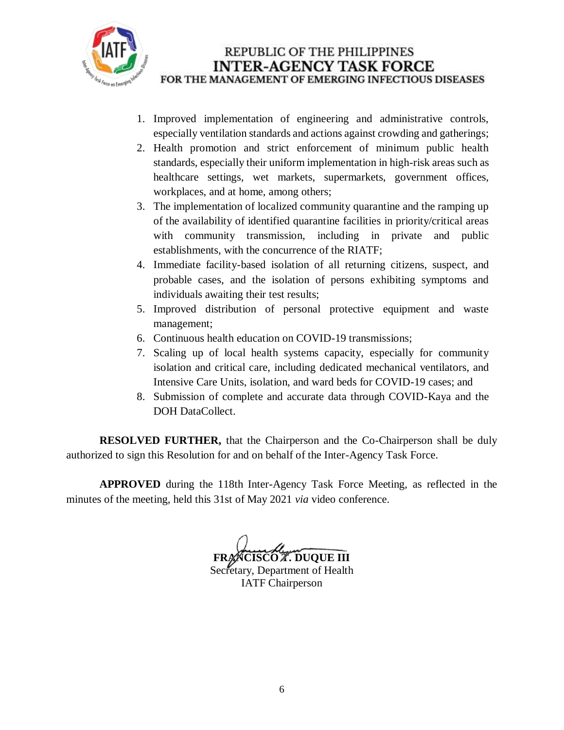1. Improved implementation of engineering and administrative controls, especially ventilation standards and actions against crowding and gatherings;
2. Health promotion and strict enforcement of minimum public health standards, especially their uniform implementation in high-risk areas such as healthcare settings, wet markets, supermarkets, government offices, workplaces, and at home, among others;
3. The implementation of localized community quarantine and the ramping up of the availability of identified quarantine facilities in priority/critical areas with community transmission, including in private and public establishments, with the concurrence of the RIATF;
4. Immediate facility-based isolation of all returning citizens, suspect, and probable cases, and the isolation of persons exhibiting symptoms and individuals awaiting their test results;
5. Improved distribution of personal protective equipment and waste management;
6. Continuous health education on COVID-19 transmissions;
7. Scaling up of local health systems capacity, especially for community isolation and critical care, including dedicated mechanical ventilators, and Intensive Care Units, isolation, and ward beds for COVID-19 cases; and
8. Submission of complete and accurate data through COVID-Kaya and the DOH DataCollect.

**RESOLVED FURTHER,** that the Chairperson and the Co-Chairperson shall be duly authorized to sign this Resolution for and on behalf of the Inter-Agency Task Force.

**APPROVED** during the 118th Inter-Agency Task Force Meeting, as reflected in the minutes of the meeting, held this 31st of May 2021 *via* video conference.

**FRANCISCO T. DUQUE III**
Secretary, Department of Health
IATF Chairperson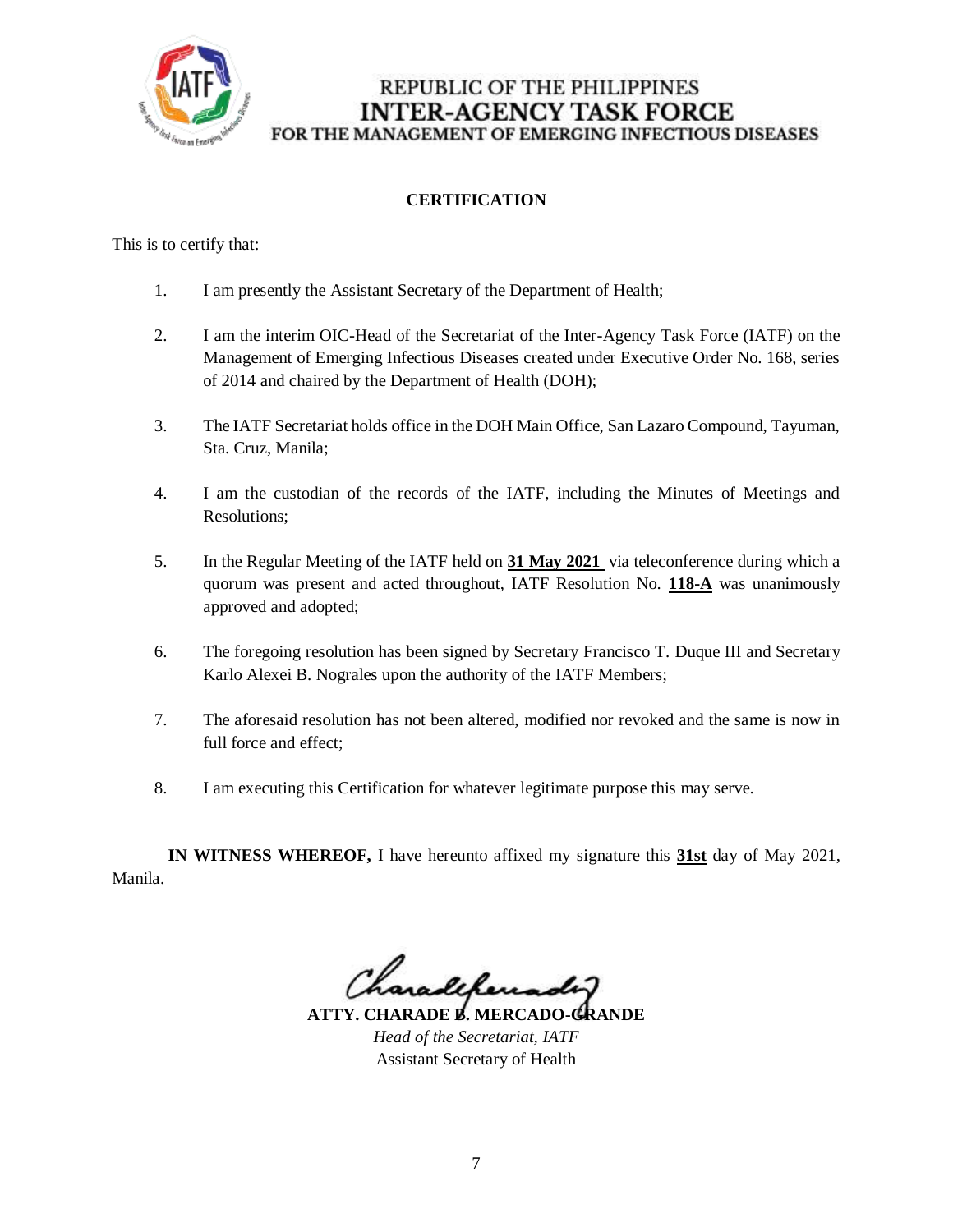REPUBLIC OF THE PHILIPPINES
**INTER-AGENCY TASK FORCE**
FOR THE MANAGEMENT OF EMERGING INFECTIOUS DISEASES

**CERTIFICATION**

This is to certify that:

1. I am presently the Assistant Secretary of the Department of Health;

2. I am the interim OIC-Head of the Secretariat of the Inter-Agency Task Force (IATF) on the Management of Emerging Infectious Diseases created under Executive Order No. 168, series of 2014 and chaired by the Department of Health (DOH);

3. The IATF Secretariat holds office in the DOH Main Office, San Lazaro Compound, Tayuman, Sta. Cruz, Manila;

4. I am the custodian of the records of the IATF, including the Minutes of Meetings and Resolutions;

5. In the Regular Meeting of the IATF held on **31 May 2021** via teleconference during which a quorum was present and acted throughout, IATF Resolution No. **118-A** was unanimously approved and adopted;

6. The foregoing resolution has been signed by Secretary Francisco T. Duque III and Secretary Karlo Alexei B. Nograles upon the authority of the IATF Members;

7. The aforesaid resolution has not been altered, modified nor revoked and the same is now in full force and effect;

8. I am executing this Certification for whatever legitimate purpose this may serve.

**IN WITNESS WHEREOF,** I have hereunto affixed my signature this **31st** day of May 2021, Manila.

**ATTY. CHARADE B. MERCADO-GRANDE**
*Head of the Secretariat, IATF*
Assistant Secretary of Health